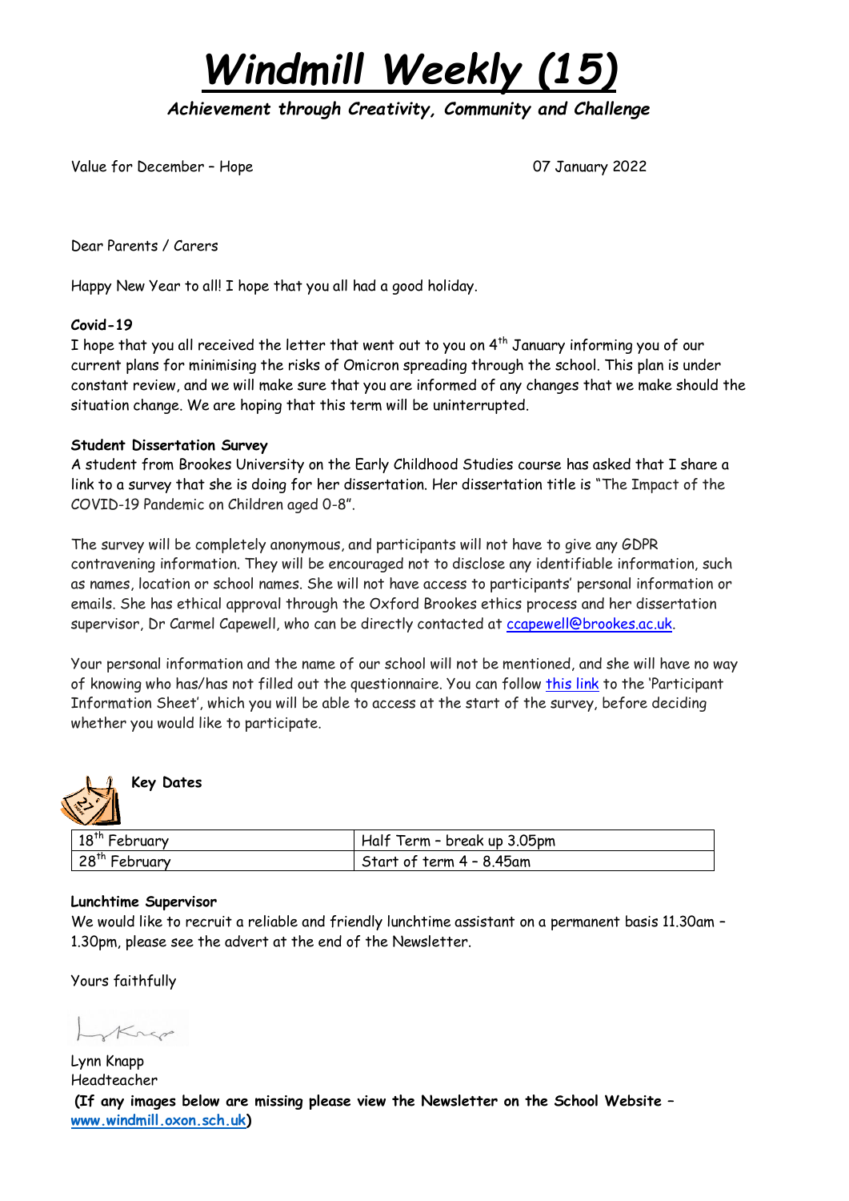# *Windmill Weekly (15)*

***Achievement through Creativity, Community and Challenge***

Value for December – Hope

07 January 2022

Dear Parents / Carers

Happy New Year to all! I hope that you all had a good holiday.

**Covid-19**

I hope that you all received the letter that went out to you on 4th January informing you of our current plans for minimising the risks of Omicron spreading through the school. This plan is under constant review, and we will make sure that you are informed of any changes that we make should the situation change. We are hoping that this term will be uninterrupted.

**Student Dissertation Survey**

A student from Brookes University on the Early Childhood Studies course has asked that I share a link to a survey that she is doing for her dissertation. Her dissertation title is "The Impact of the COVID-19 Pandemic on Children aged 0-8".

The survey will be completely anonymous, and participants will not have to give any GDPR contravening information. They will be encouraged not to disclose any identifiable information, such as names, location or school names. She will not have access to participants' personal information or emails. She has ethical approval through the Oxford Brookes ethics process and her dissertation supervisor, Dr Carmel Capewell, who can be directly contacted at ccapewell@brookes.ac.uk.

Your personal information and the name of our school will not be mentioned, and she will have no way of knowing who has/has not filled out the questionnaire. You can follow this link to the 'Participant Information Sheet', which you will be able to access at the start of the survey, before deciding whether you would like to participate.

**Key Dates**

| | |
|---|---|
| 18th February | Half Term – break up 3.05pm |
| 28th February | Start of term 4 – 8.45am |

**Lunchtime Supervisor**

We would like to recruit a reliable and friendly lunchtime assistant on a permanent basis 11.30am – 1.30pm, please see the advert at the end of the Newsletter.

Yours faithfully

Lynn Knapp
Headteacher

**(If any images below are missing please view the Newsletter on the School Website – www.windmill.oxon.sch.uk)**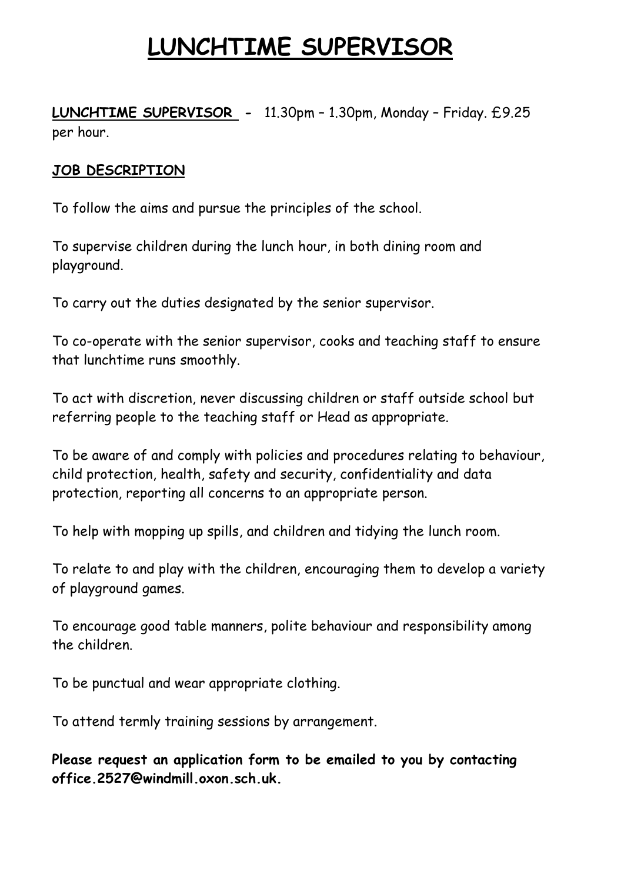# LUNCHTIME SUPERVISOR

**LUNCHTIME SUPERVISOR** - 11.30pm – 1.30pm, Monday – Friday. £9.25 per hour.

**JOB DESCRIPTION**

To follow the aims and pursue the principles of the school.

To supervise children during the lunch hour, in both dining room and playground.

To carry out the duties designated by the senior supervisor.

To co-operate with the senior supervisor, cooks and teaching staff to ensure that lunchtime runs smoothly.

To act with discretion, never discussing children or staff outside school but referring people to the teaching staff or Head as appropriate.

To be aware of and comply with policies and procedures relating to behaviour, child protection, health, safety and security, confidentiality and data protection, reporting all concerns to an appropriate person.

To help with mopping up spills, and children and tidying the lunch room.

To relate to and play with the children, encouraging them to develop a variety of playground games.

To encourage good table manners, polite behaviour and responsibility among the children.

To be punctual and wear appropriate clothing.

To attend termly training sessions by arrangement.

**Please request an application form to be emailed to you by contacting office.2527@windmill.oxon.sch.uk.**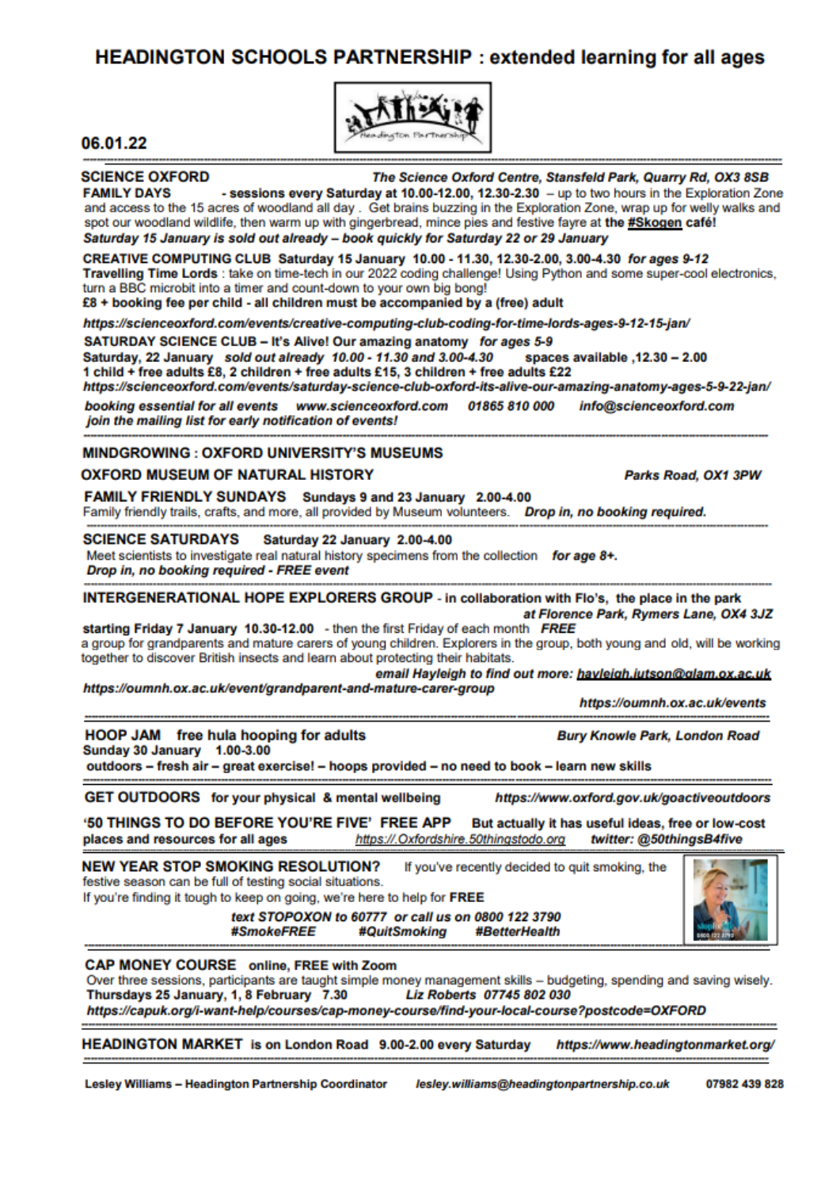# HEADINGTON SCHOOLS PARTNERSHIP : extended learning for all ages

06.01.22

## SCIENCE OXFORD

*The Science Oxford Centre, Stansfeld Park, Quarry Rd, OX3 8SB*

**FAMILY DAYS** - sessions every Saturday at 10.00-12.00, 12.30-2.30 – up to two hours in the Exploration Zone and access to the 15 acres of woodland all day . Get brains buzzing in the Exploration Zone, wrap up for welly walks and spot our woodland wildlife, then warm up with gingerbread, mince pies and festive fayre at **the #Skogen café!**

***Saturday 15 January is sold out already – book quickly for Saturday 22 or 29 January***

**CREATIVE COMPUTING CLUB Saturday 15 January 10.00 - 11.30, 12.30-2.00, 3.00-4.30** ***for ages 9-12***

**Travelling Time Lords** : take on time-tech in our 2022 coding challenge! Using Python and some super-cool electronics, turn a BBC microbit into a timer and count-down to your own big bong!

**£8 + booking fee per child - all children must be accompanied by a (free) adult**

***https://scienceoxford.com/events/creative-computing-club-coding-for-time-lords-ages-9-12-15-jan/***

**SATURDAY SCIENCE CLUB – It's Alive! Our amazing anatomy** ***for ages 5-9***

**Saturday, 22 January** ***sold out already*** ***10.00 - 11.30 and 3.00-4.30*** **spaces available ,12.30 – 2.00**

**1 child + free adults £8, 2 children + free adults £15, 3 children + free adults £22**

***https://scienceoxford.com/events/saturday-science-club-oxford-its-alive-our-amazing-anatomy-ages-5-9-22-jan/***

***booking essential for all events www.scienceoxford.com 01865 810 000 info@scienceoxford.com***

***join the mailing list for early notification of events!***

## MINDGROWING : OXFORD UNIVERSITY'S MUSEUMS

### OXFORD MUSEUM OF NATURAL HISTORY

*Parks Road, OX1 3PW*

**FAMILY FRIENDLY SUNDAYS Sundays 9 and 23 January 2.00-4.00**

Family friendly trails, crafts, and more, all provided by Museum volunteers. ***Drop in, no booking required.***

**SCIENCE SATURDAYS Saturday 22 January 2.00-4.00**

Meet scientists to investigate real natural history specimens from the collection ***for age 8+.***

***Drop in, no booking required - FREE event***

**INTERGENERATIONAL HOPE EXPLORERS GROUP - in collaboration with Flo's, the place in the park**

*at Florence Park, Rymers Lane, OX4 3JZ*

**starting Friday 7 January 10.30-12.00** - then the first Friday of each month ***FREE***

a group for grandparents and mature carers of young children. Explorers in the group, both young and old, will be working together to discover British insects and learn about protecting their habitats.

***email Hayleigh to find out more: hayleigh.jutson@glam.ox.ac.uk***

***https://oumnh.ox.ac.uk/event/grandparent-and-mature-carer-group***

***https://oumnh.ox.ac.uk/events***

## HOOP JAM free hula hooping for adults

*Bury Knowle Park, London Road*

**Sunday 30 January 1.00-3.00**

**outdoors – fresh air – great exercise! – hoops provided – no need to book – learn new skills**

## GET OUTDOORS for your physical & mental wellbeing

***https://www.oxford.gov.uk/goactiveoutdoors***

**'50 THINGS TO DO BEFORE YOU'RE FIVE' FREE APP But actually it has useful ideas, free or low-cost places and resources for all ages** *https://.Oxfordshire.50thingstodo.org* ***twitter: @50thingsB4five***

## NEW YEAR STOP SMOKING RESOLUTION?

If you've recently decided to quit smoking, the festive season can be full of testing social situations.

If you're finding it tough to keep on going, we're here to help for **FREE**

***text STOPOXON to 60777 or call us on 0800 122 3790***

***#SmokeFREE #QuitSmoking #BetterHealth***

## CAP MONEY COURSE online, FREE with Zoom

Over three sessions, participants are taught simple money management skills – budgeting, spending and saving wisely.

**Thursdays 25 January, 1, 8 February 7.30** ***Liz Roberts 07745 802 030***

***https://capuk.org/i-want-help/courses/cap-money-course/find-your-local-course?postcode=OXFORD***

## HEADINGTON MARKET is on London Road 9.00-2.00 every Saturday

***https://www.headingtonmarket.org/***

**Lesley Williams – Headington Partnership Coordinator** ***lesley.williams@headingtonpartnership.co.uk*** **07982 439 828**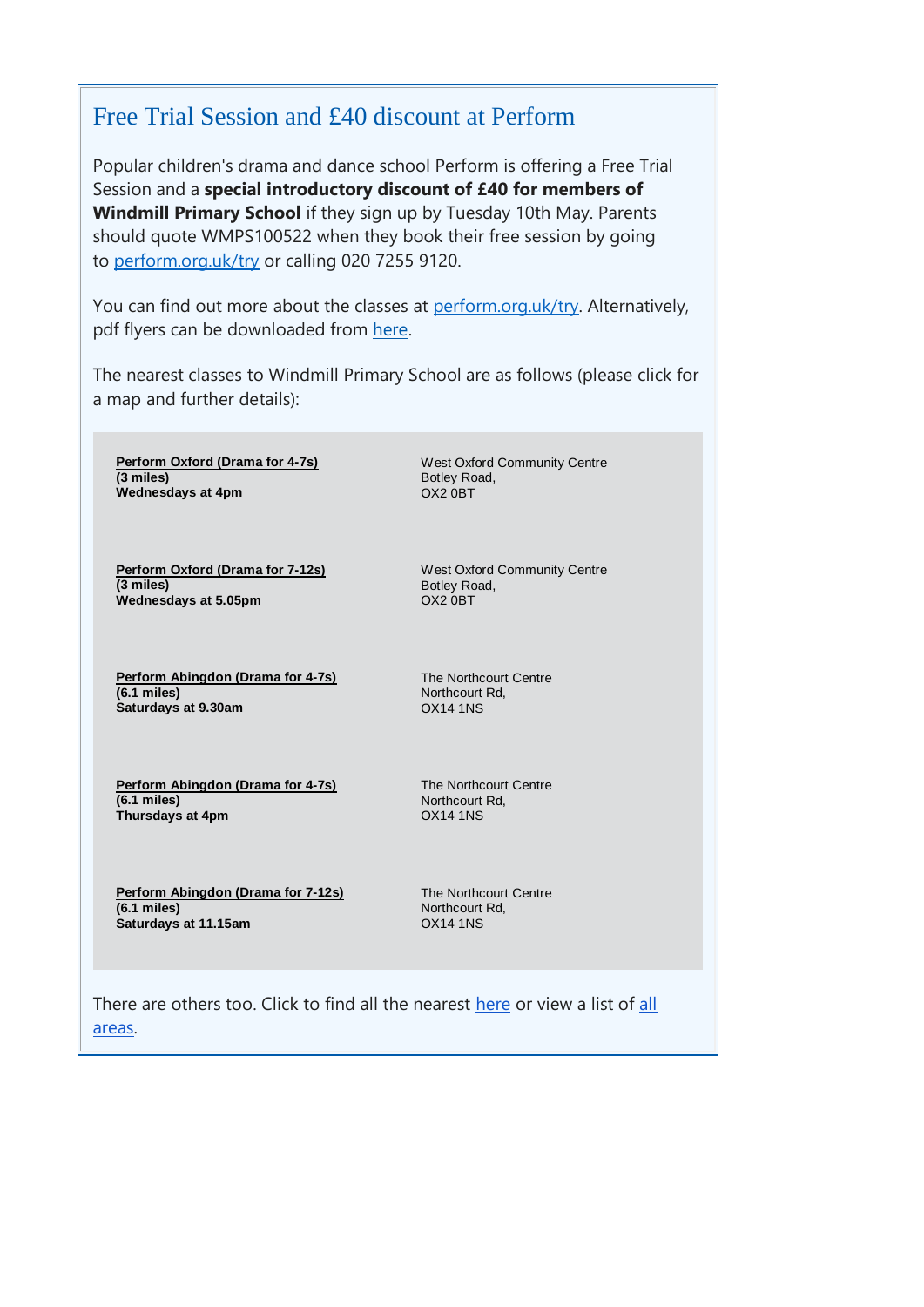## Free Trial Session and £40 discount at Perform

Popular children's drama and dance school Perform is offering a Free Trial Session and a **special introductory discount of £40 for members of Windmill Primary School** if they sign up by Tuesday 10th May. Parents should quote WMPS100522 when they book their free session by going to perform.org.uk/try or calling 020 7255 9120.

You can find out more about the classes at perform.org.uk/try. Alternatively, pdf flyers can be downloaded from here.

The nearest classes to Windmill Primary School are as follows (please click for a map and further details):

| | |
|---|---|
| **Perform Oxford (Drama for 4-7s)**<br>**(3 miles)**<br>**Wednesdays at 4pm** | West Oxford Community Centre<br>Botley Road,<br>OX2 0BT |
| **Perform Oxford (Drama for 7-12s)**<br>**(3 miles)**<br>**Wednesdays at 5.05pm** | West Oxford Community Centre<br>Botley Road,<br>OX2 0BT |
| **Perform Abingdon (Drama for 4-7s)**<br>**(6.1 miles)**<br>**Saturdays at 9.30am** | The Northcourt Centre<br>Northcourt Rd,<br>OX14 1NS |
| **Perform Abingdon (Drama for 4-7s)**<br>**(6.1 miles)**<br>**Thursdays at 4pm** | The Northcourt Centre<br>Northcourt Rd,<br>OX14 1NS |
| **Perform Abingdon (Drama for 7-12s)**<br>**(6.1 miles)**<br>**Saturdays at 11.15am** | The Northcourt Centre<br>Northcourt Rd,<br>OX14 1NS |

There are others too. Click to find all the nearest here or view a list of all areas.